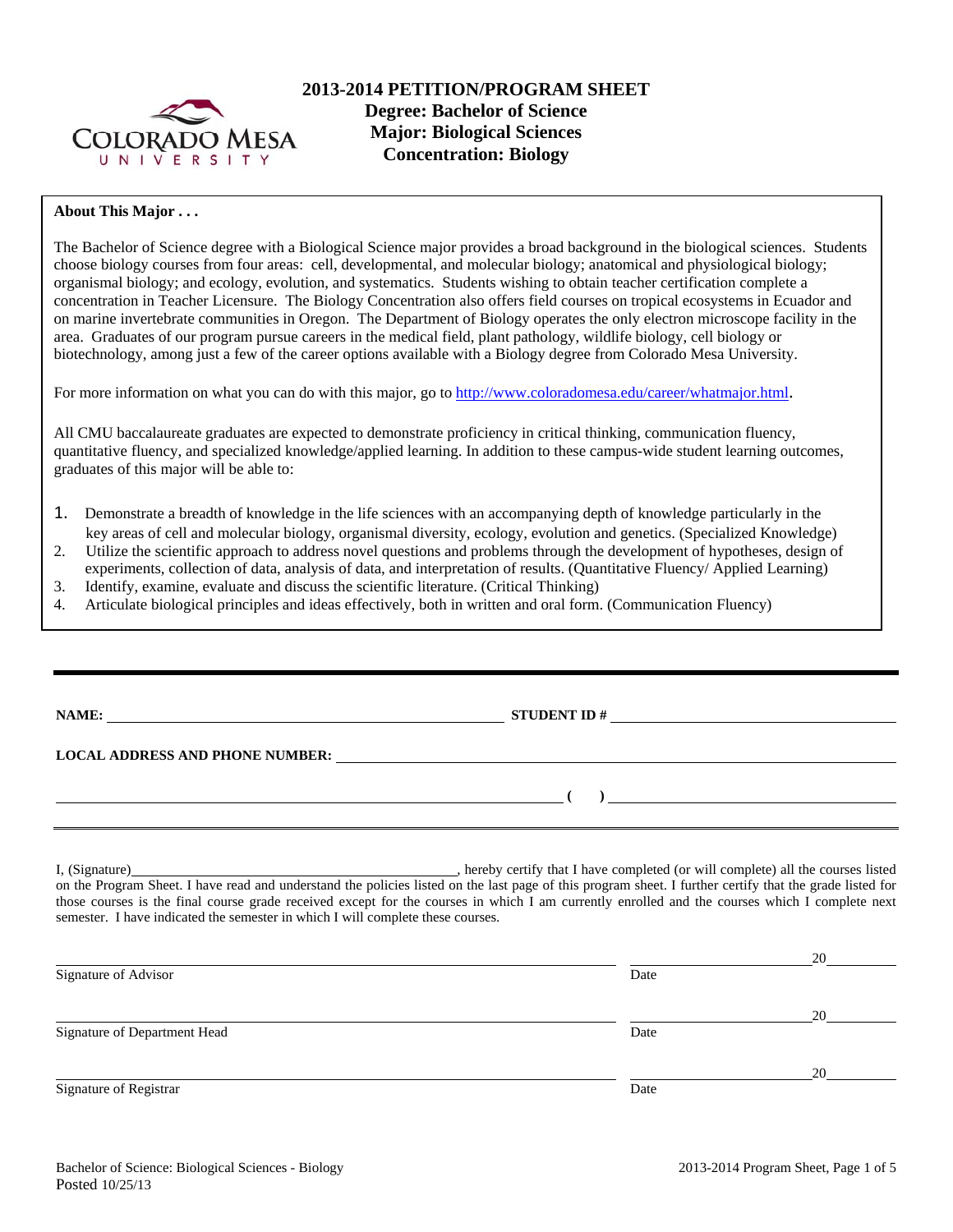# 2013-2014 PETITION/PROGRAM SHEET
## Degree: Bachelor of Science
## Major: Biological Sciences
## Concentration: Biology

**About This Major . . .**

The Bachelor of Science degree with a Biological Science major provides a broad background in the biological sciences. Students choose biology courses from four areas: cell, developmental, and molecular biology; anatomical and physiological biology; organismal biology; and ecology, evolution, and systematics. Students wishing to obtain teacher certification complete a concentration in Teacher Licensure. The Biology Concentration also offers field courses on tropical ecosystems in Ecuador and on marine invertebrate communities in Oregon. The Department of Biology operates the only electron microscope facility in the area. Graduates of our program pursue careers in the medical field, plant pathology, wildlife biology, cell biology or biotechnology, among just a few of the career options available with a Biology degree from Colorado Mesa University.

For more information on what you can do with this major, go to http://www.coloradomesa.edu/career/whatmajor.html.

All CMU baccalaureate graduates are expected to demonstrate proficiency in critical thinking, communication fluency, quantitative fluency, and specialized knowledge/applied learning. In addition to these campus-wide student learning outcomes, graduates of this major will be able to:

1. Demonstrate a breadth of knowledge in the life sciences with an accompanying depth of knowledge particularly in the key areas of cell and molecular biology, organismal diversity, ecology, evolution and genetics. (Specialized Knowledge)
2. Utilize the scientific approach to address novel questions and problems through the development of hypotheses, design of experiments, collection of data, analysis of data, and interpretation of results. (Quantitative Fluency/ Applied Learning)
3. Identify, examine, evaluate and discuss the scientific literature. (Critical Thinking)
4. Articulate biological principles and ideas effectively, both in written and oral form. (Communication Fluency)

---

**NAME:** ______________________________ **STUDENT ID #** ______________________________

**LOCAL ADDRESS AND PHONE NUMBER:** ______________________________

______________________________ **( )** ______________________________

---

I, (Signature)______________________________, hereby certify that I have completed (or will complete) all the courses listed on the Program Sheet. I have read and understand the policies listed on the last page of this program sheet. I further certify that the grade listed for those courses is the final course grade received except for the courses in which I am currently enrolled and the courses which I complete next semester. I have indicated the semester in which I will complete these courses.

______________________________ ______________ 20______
Signature of Advisor Date

______________________________ ______________ 20______
Signature of Department Head Date

______________________________ ______________ 20______
Signature of Registrar Date

Bachelor of Science: Biological Sciences - Biology
Posted 10/25/13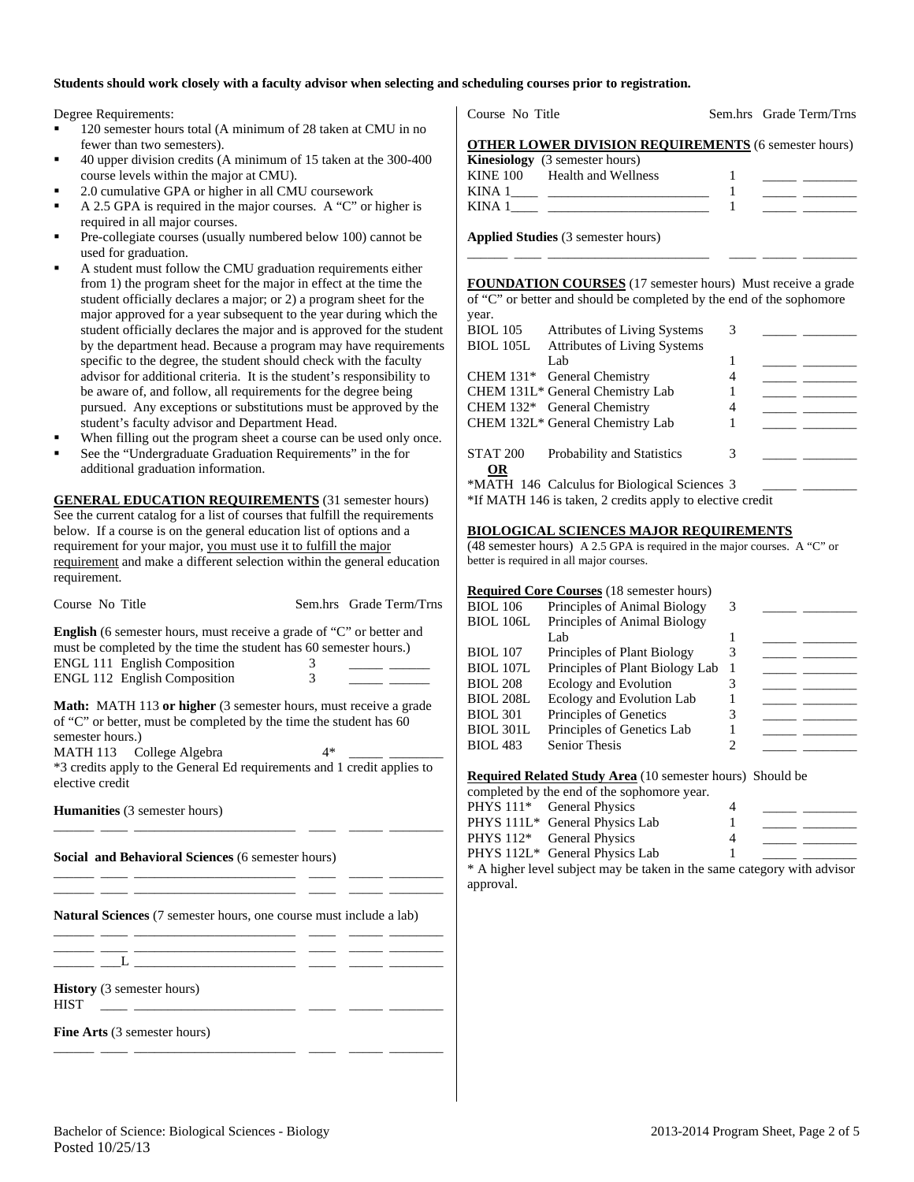**Students should work closely with a faculty advisor when selecting and scheduling courses prior to registration.**

Degree Requirements:

- 120 semester hours total (A minimum of 28 taken at CMU in no fewer than two semesters).
- 40 upper division credits (A minimum of 15 taken at the 300-400 course levels within the major at CMU).
- 2.0 cumulative GPA or higher in all CMU coursework
- A 2.5 GPA is required in the major courses. A "C" or higher is required in all major courses.
- Pre-collegiate courses (usually numbered below 100) cannot be used for graduation.
- A student must follow the CMU graduation requirements either from 1) the program sheet for the major in effect at the time the student officially declares a major; or 2) a program sheet for the major approved for a year subsequent to the year during which the student officially declares the major and is approved for the student by the department head. Because a program may have requirements specific to the degree, the student should check with the faculty advisor for additional criteria. It is the student's responsibility to be aware of, and follow, all requirements for the degree being pursued. Any exceptions or substitutions must be approved by the student's faculty advisor and Department Head.
- When filling out the program sheet a course can be used only once.
- See the "Undergraduate Graduation Requirements" in the for additional graduation information.

**GENERAL EDUCATION REQUIREMENTS** (31 semester hours) See the current catalog for a list of courses that fulfill the requirements below. If a course is on the general education list of options and a requirement for your major, you must use it to fulfill the major requirement and make a different selection within the general education requirement.

| Course No | Title | Sem.hrs | Grade | Term/Trns |
|---|---|---|---|---|
| **English** (6 semester hours, must receive a grade of "C" or better and must be completed by the time the student has 60 semester hours.) | | | | |
| ENGL 111 | English Composition | 3 | _____ | ______ |
| ENGL 112 | English Composition | 3 | _____ | ______ |
| **Math:** MATH 113 **or higher** (3 semester hours, must receive a grade of "C" or better, must be completed by the time the student has 60 semester hours.) | | | | |
| MATH 113 | College Algebra | 4* | _____ | ________ |
| *3 credits apply to the General Ed requirements and 1 credit applies to elective credit | | | | |
| **Humanities** (3 semester hours) | | | | |
| ______ ____ | ________________________ | ____ | _____ | ________ |
| **Social and Behavioral Sciences** (6 semester hours) | | | | |
| ______ ____ | ________________________ | ____ | _____ | ________ |
| ______ ____ | ________________________ | ____ | _____ | ________ |
| **Natural Sciences** (7 semester hours, one course must include a lab) | | | | |
| ______ ____ | ________________________ | ____ | _____ | ________ |
| ______ ____ | ________________________ | ____ | _____ | ________ |
| ______ ___L | ________________________ | ____ | _____ | ________ |
| **History** (3 semester hours) | | | | |
| HIST ____ | ________________________ | ____ | _____ | ________ |
| **Fine Arts** (3 semester hours) | | | | |
| ______ ____ | ________________________ | ____ | _____ | ________ |

| Course No | Title | Sem.hrs | Grade | Term/Trns |
|---|---|---|---|---|
| **OTHER LOWER DIVISION REQUIREMENTS** (6 semester hours) | | | | |
| **Kinesiology** (3 semester hours) | | | | |
| KINE 100 | Health and Wellness | 1 | _____ | ________ |
| KINA 1____ | ________________________ | 1 | _____ | ________ |
| KINA 1____ | ________________________ | 1 | _____ | ________ |
| **Applied Studies** (3 semester hours) | | | | |
| ______ ____ | ________________________ | ____ | _____ | ________ |

**FOUNDATION COURSES** (17 semester hours) Must receive a grade of "C" or better and should be completed by the end of the sophomore year.

| Course No | Title | Sem.hrs | Grade | Term/Trns |
|---|---|---|---|---|
| BIOL 105 | Attributes of Living Systems | 3 | _____ | ________ |
| BIOL 105L | Attributes of Living Systems Lab | 1 | _____ | ________ |
| CHEM 131* | General Chemistry | 4 | _____ | ________ |
| CHEM 131L* | General Chemistry Lab | 1 | _____ | ________ |
| CHEM 132* | General Chemistry | 4 | _____ | ________ |
| CHEM 132L* | General Chemistry Lab | 1 | _____ | ________ |
| STAT 200 | Probability and Statistics | 3 | _____ | ________ |
| **OR** | | | | |
| *MATH 146 | Calculus for Biological Sciences | 3 | _____ | ________ |

*If MATH 146 is taken, 2 credits apply to elective credit

**BIOLOGICAL SCIENCES MAJOR REQUIREMENTS**

(48 semester hours) A 2.5 GPA is required in the major courses. A "C" or better is required in all major courses.

**Required Core Courses** (18 semester hours)

| Course No | Title | Sem.hrs | Grade | Term/Trns |
|---|---|---|---|---|
| BIOL 106 | Principles of Animal Biology | 3 | _____ | ________ |
| BIOL 106L | Principles of Animal Biology Lab | 1 | _____ | ________ |
| BIOL 107 | Principles of Plant Biology | 3 | _____ | ________ |
| BIOL 107L | Principles of Plant Biology Lab | 1 | _____ | ________ |
| BIOL 208 | Ecology and Evolution | 3 | _____ | ________ |
| BIOL 208L | Ecology and Evolution Lab | 1 | _____ | ________ |
| BIOL 301 | Principles of Genetics | 3 | _____ | ________ |
| BIOL 301L | Principles of Genetics Lab | 1 | _____ | ________ |
| BIOL 483 | Senior Thesis | 2 | _____ | ________ |

**Required Related Study Area** (10 semester hours) Should be completed by the end of the sophomore year.

| Course No | Title | Sem.hrs | Grade | Term/Trns |
|---|---|---|---|---|
| PHYS 111* | General Physics | 4 | _____ | ________ |
| PHYS 111L* | General Physics Lab | 1 | _____ | ________ |
| PHYS 112* | General Physics | 4 | _____ | ________ |
| PHYS 112L* | General Physics Lab | 1 | _____ | ________ |

* A higher level subject may be taken in the same category with advisor approval.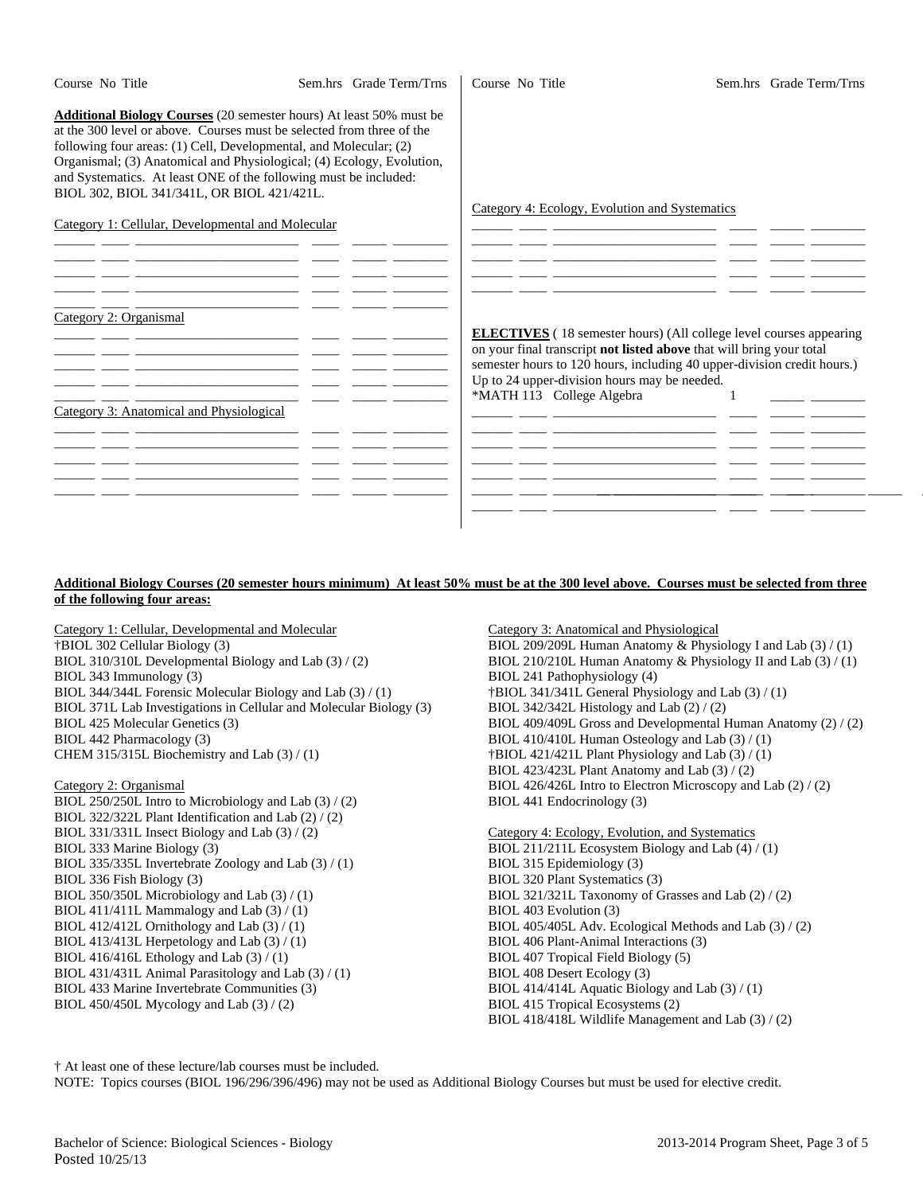| Course | No | Title | Sem.hrs | Grade | Term/Trns |
|---|---|---|---|---|---|

**Additional Biology Courses** (20 semester hours) At least 50% must be at the 300 level or above. Courses must be selected from three of the following four areas: (1) Cell, Developmental, and Molecular; (2) Organismal; (3) Anatomical and Physiological; (4) Ecology, Evolution, and Systematics. At least ONE of the following must be included: BIOL 302, BIOL 341/341L, OR BIOL 421/421L.

Category 1: Cellular, Developmental and Molecular

| Course | No | Title | Sem.hrs | Grade | Term/Trns |
|---|---|---|---|---|---|
| | | | | | |
| | | | | | |
| | | | | | |
| | | | | | |

Category 2: Organismal

| Course | No | Title | Sem.hrs | Grade | Term/Trns |
|---|---|---|---|---|---|
| | | | | | |
| | | | | | |
| | | | | | |
| | | | | | |

Category 3: Anatomical and Physiological

| Course | No | Title | Sem.hrs | Grade | Term/Trns |
|---|---|---|---|---|---|
| | | | | | |
| | | | | | |
| | | | | | |
| | | | | | |
| | | | | | |

Category 4: Ecology, Evolution and Systematics

| Course | No | Title | Sem.hrs | Grade | Term/Trns |
|---|---|---|---|---|---|
| | | | | | |
| | | | | | |
| | | | | | |
| | | | | | |

**ELECTIVES** ( 18 semester hours) (All college level courses appearing on your final transcript **not listed above** that will bring your total semester hours to 120 hours, including 40 upper-division credit hours.) Up to 24 upper-division hours may be needed.

| Course | No | Title | Sem.hrs | Grade | Term/Trns |
|---|---|---|---|---|---|
| *MATH | 113 | College Algebra | 1 | | |
| | | | | | |
| | | | | | |
| | | | | | |
| | | | | | |
| | | | | | |
| | | | | | |

**Additional Biology Courses (20 semester hours minimum) At least 50% must be at the 300 level above. Courses must be selected from three of the following four areas:**

Category 1: Cellular, Developmental and Molecular
†BIOL 302 Cellular Biology (3)
BIOL 310/310L Developmental Biology and Lab (3) / (2)
BIOL 343 Immunology (3)
BIOL 344/344L Forensic Molecular Biology and Lab (3) / (1)
BIOL 371L Lab Investigations in Cellular and Molecular Biology (3)
BIOL 425 Molecular Genetics (3)
BIOL 442 Pharmacology (3)
CHEM 315/315L Biochemistry and Lab (3) / (1)

Category 2: Organismal
BIOL 250/250L Intro to Microbiology and Lab (3) / (2)
BIOL 322/322L Plant Identification and Lab (2) / (2)
BIOL 331/331L Insect Biology and Lab (3) / (2)
BIOL 333 Marine Biology (3)
BIOL 335/335L Invertebrate Zoology and Lab (3) / (1)
BIOL 336 Fish Biology (3)
BIOL 350/350L Microbiology and Lab (3) / (1)
BIOL 411/411L Mammalogy and Lab (3) / (1)
BIOL 412/412L Ornithology and Lab (3) / (1)
BIOL 413/413L Herpetology and Lab (3) / (1)
BIOL 416/416L Ethology and Lab (3) / (1)
BIOL 431/431L Animal Parasitology and Lab (3) / (1)
BIOL 433 Marine Invertebrate Communities (3)
BIOL 450/450L Mycology and Lab (3) / (2)

Category 3: Anatomical and Physiological
BIOL 209/209L Human Anatomy & Physiology I and Lab (3) / (1)
BIOL 210/210L Human Anatomy & Physiology II and Lab (3) / (1)
BIOL 241 Pathophysiology (4)
†BIOL 341/341L General Physiology and Lab (3) / (1)
BIOL 342/342L Histology and Lab (2) / (2)
BIOL 409/409L Gross and Developmental Human Anatomy (2) / (2)
BIOL 410/410L Human Osteology and Lab (3) / (1)
†BIOL 421/421L Plant Physiology and Lab (3) / (1)
BIOL 423/423L Plant Anatomy and Lab (3) / (2)
BIOL 426/426L Intro to Electron Microscopy and Lab (2) / (2)
BIOL 441 Endocrinology (3)

Category 4: Ecology, Evolution, and Systematics
BIOL 211/211L Ecosystem Biology and Lab (4) / (1)
BIOL 315 Epidemiology (3)
BIOL 320 Plant Systematics (3)
BIOL 321/321L Taxonomy of Grasses and Lab (2) / (2)
BIOL 403 Evolution (3)
BIOL 405/405L Adv. Ecological Methods and Lab (3) / (2)
BIOL 406 Plant-Animal Interactions (3)
BIOL 407 Tropical Field Biology (5)
BIOL 408 Desert Ecology (3)
BIOL 414/414L Aquatic Biology and Lab (3) / (1)
BIOL 415 Tropical Ecosystems (2)
BIOL 418/418L Wildlife Management and Lab (3) / (2)

† At least one of these lecture/lab courses must be included.
NOTE: Topics courses (BIOL 196/296/396/496) may not be used as Additional Biology Courses but must be used for elective credit.

Bachelor of Science: Biological Sciences - Biology
Posted 10/25/13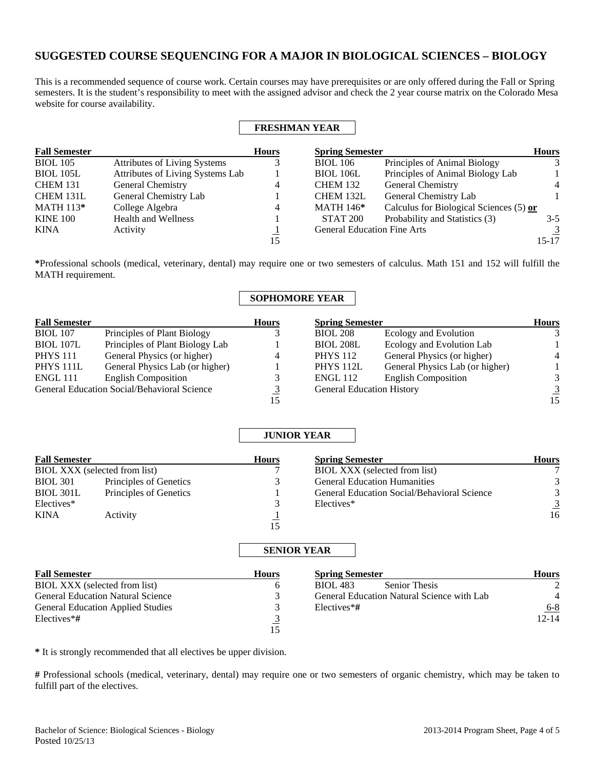# SUGGESTED COURSE SEQUENCING FOR A MAJOR IN BIOLOGICAL SCIENCES – BIOLOGY

This is a recommended sequence of course work. Certain courses may have prerequisites or are only offered during the Fall or Spring semesters. It is the student's responsibility to meet with the assigned advisor and check the 2 year course matrix on the Colorado Mesa website for course availability.

## FRESHMAN YEAR

| Fall Semester | | Hours | Spring Semester | | Hours |
|---|---|---|---|---|---|
| BIOL 105 | Attributes of Living Systems | 3 | BIOL 106 | Principles of Animal Biology | 3 |
| BIOL 105L | Attributes of Living Systems Lab | 1 | BIOL 106L | Principles of Animal Biology Lab | 1 |
| CHEM 131 | General Chemistry | 4 | CHEM 132 | General Chemistry | 4 |
| CHEM 131L | General Chemistry Lab | 1 | CHEM 132L | General Chemistry Lab | 1 |
| MATH 113* | College Algebra | 4 | MATH 146* | Calculus for Biological Sciences (5) **or** | |
| KINE 100 | Health and Wellness | 1 | STAT 200 | Probability and Statistics (3) | 3-5 |
| KINA | Activity | 1 | General Education Fine Arts | | 3 |
| | | 15 | | | 15-17 |

***** Professional schools (medical, veterinary, dental) may require one or two semesters of calculus. Math 151 and 152 will fulfill the MATH requirement.

## SOPHOMORE YEAR

| Fall Semester | | Hours | Spring Semester | | Hours |
|---|---|---|---|---|---|
| BIOL 107 | Principles of Plant Biology | 3 | BIOL 208 | Ecology and Evolution | 3 |
| BIOL 107L | Principles of Plant Biology Lab | 1 | BIOL 208L | Ecology and Evolution Lab | 1 |
| PHYS 111 | General Physics (or higher) | 4 | PHYS 112 | General Physics (or higher) | 4 |
| PHYS 111L | General Physics Lab (or higher) | 1 | PHYS 112L | General Physics Lab (or higher) | 1 |
| ENGL 111 | English Composition | 3 | ENGL 112 | English Composition | 3 |
| General Education Social/Behavioral Science | | 3 | General Education History | | 3 |
| | | 15 | | | 15 |

## JUNIOR YEAR

| Fall Semester | | Hours | Spring Semester | Hours |
|---|---|---|---|---|
| BIOL XXX (selected from list) | | 7 | BIOL XXX (selected from list) | 7 |
| BIOL 301 | Principles of Genetics | 3 | General Education Humanities | 3 |
| BIOL 301L | Principles of Genetics | 1 | General Education Social/Behavioral Science | 3 |
| Electives* | | 3 | Electives* | 3 |
| KINA | Activity | 1 | | 16 |
| | | 15 | | |

## SENIOR YEAR

| Fall Semester | Hours | Spring Semester | | Hours |
|---|---|---|---|---|
| BIOL XXX (selected from list) | 6 | BIOL 483 | Senior Thesis | 2 |
| General Education Natural Science | 3 | General Education Natural Science with Lab | | 4 |
| General Education Applied Studies | 3 | Electives*# | | 6-8 |
| Electives*# | 3 | | | 12-14 |
| | 15 | | | |

**\*** It is strongly recommended that all electives be upper division.

**#** Professional schools (medical, veterinary, dental) may require one or two semesters of organic chemistry, which may be taken to fulfill part of the electives.

Bachelor of Science: Biological Sciences - Biology
Posted 10/25/13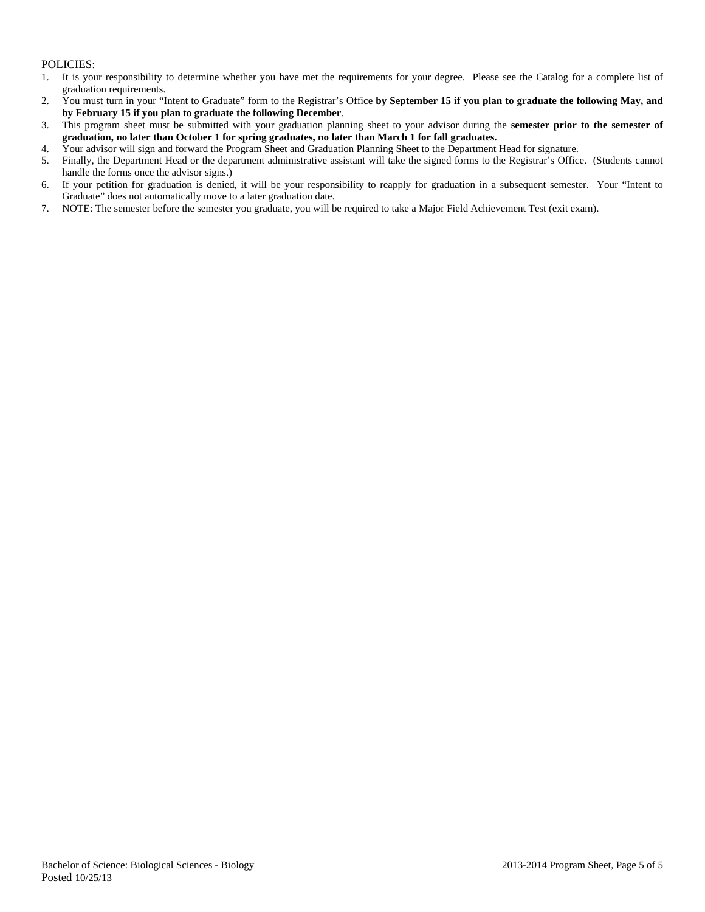POLICIES:

1. It is your responsibility to determine whether you have met the requirements for your degree. Please see the Catalog for a complete list of graduation requirements.
2. You must turn in your "Intent to Graduate" form to the Registrar's Office **by September 15 if you plan to graduate the following May, and by February 15 if you plan to graduate the following December**.
3. This program sheet must be submitted with your graduation planning sheet to your advisor during the **semester prior to the semester of graduation, no later than October 1 for spring graduates, no later than March 1 for fall graduates.**
4. Your advisor will sign and forward the Program Sheet and Graduation Planning Sheet to the Department Head for signature.
5. Finally, the Department Head or the department administrative assistant will take the signed forms to the Registrar's Office. (Students cannot handle the forms once the advisor signs.)
6. If your petition for graduation is denied, it will be your responsibility to reapply for graduation in a subsequent semester. Your "Intent to Graduate" does not automatically move to a later graduation date.
7. NOTE: The semester before the semester you graduate, you will be required to take a Major Field Achievement Test (exit exam).